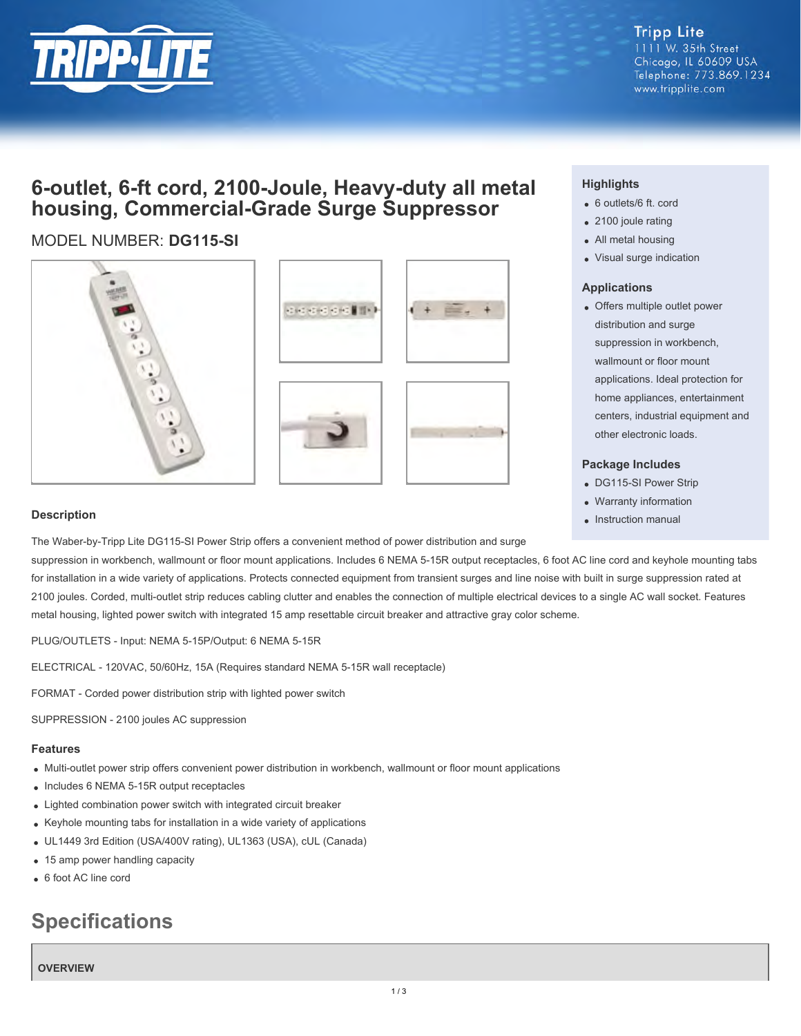Tripp Lite
1111 W. 35th Street
Chicago, IL 60609 USA
Telephone: 773.869.1234
www.tripplite.com

# 6-outlet, 6-ft cord, 2100-Joule, Heavy-duty all metal housing, Commercial-Grade Surge Suppressor

MODEL NUMBER: **DG115-SI**

### Highlights

- 6 outlets/6 ft. cord
- 2100 joule rating
- All metal housing
- Visual surge indication

### Applications

- Offers multiple outlet power distribution and surge suppression in workbench, wallmount or floor mount applications. Ideal protection for home appliances, entertainment centers, industrial equipment and other electronic loads.

### Package Includes

- DG115-SI Power Strip
- Warranty information
- Instruction manual

### Description

The Waber-by-Tripp Lite DG115-SI Power Strip offers a convenient method of power distribution and surge suppression in workbench, wallmount or floor mount applications. Includes 6 NEMA 5-15R output receptacles, 6 foot AC line cord and keyhole mounting tabs for installation in a wide variety of applications. Protects connected equipment from transient surges and line noise with built in surge suppression rated at 2100 joules. Corded, multi-outlet strip reduces cabling clutter and enables the connection of multiple electrical devices to a single AC wall socket. Features metal housing, lighted power switch with integrated 15 amp resettable circuit breaker and attractive gray color scheme.

PLUG/OUTLETS - Input: NEMA 5-15P/Output: 6 NEMA 5-15R

ELECTRICAL - 120VAC, 50/60Hz, 15A (Requires standard NEMA 5-15R wall receptacle)

FORMAT - Corded power distribution strip with lighted power switch

SUPPRESSION - 2100 joules AC suppression

### Features

- Multi-outlet power strip offers convenient power distribution in workbench, wallmount or floor mount applications
- Includes 6 NEMA 5-15R output receptacles
- Lighted combination power switch with integrated circuit breaker
- Keyhole mounting tabs for installation in a wide variety of applications
- UL1449 3rd Edition (USA/400V rating), UL1363 (USA), cUL (Canada)
- 15 amp power handling capacity
- 6 foot AC line cord

## Specifications

**OVERVIEW**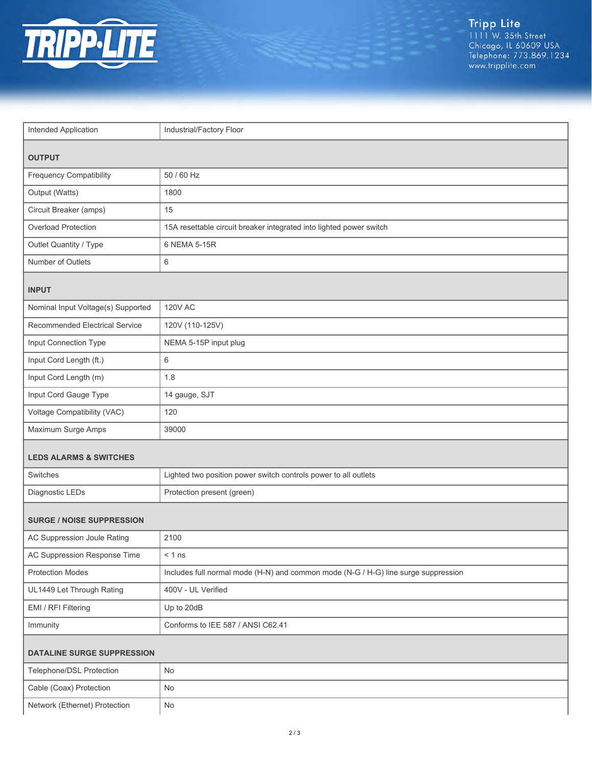| | |
|---|---|
| Intended Application | Industrial/Factory Floor |

**OUTPUT**

| | |
|---|---|
| Frequency Compatibility | 50 / 60 Hz |
| Output (Watts) | 1800 |
| Circuit Breaker (amps) | 15 |
| Overload Protection | 15A resettable circuit breaker integrated into lighted power switch |
| Outlet Quantity / Type | 6 NEMA 5-15R |
| Number of Outlets | 6 |

**INPUT**

| | |
|---|---|
| Nominal Input Voltage(s) Supported | 120V AC |
| Recommended Electrical Service | 120V (110-125V) |
| Input Connection Type | NEMA 5-15P input plug |
| Input Cord Length (ft.) | 6 |
| Input Cord Length (m) | 1.8 |
| Input Cord Gauge Type | 14 gauge, SJT |
| Voltage Compatibility (VAC) | 120 |
| Maximum Surge Amps | 39000 |

**LEDS ALARMS & SWITCHES**

| | |
|---|---|
| Switches | Lighted two position power switch controls power to all outlets |
| Diagnostic LEDs | Protection present (green) |

**SURGE / NOISE SUPPRESSION**

| | |
|---|---|
| AC Suppression Joule Rating | 2100 |
| AC Suppression Response Time | < 1 ns |
| Protection Modes | Includes full normal mode (H-N) and common mode (N-G / H-G) line surge suppression |
| UL1449 Let Through Rating | 400V - UL Verified |
| EMI / RFI Filtering | Up to 20dB |
| Immunity | Conforms to IEE 587 / ANSI C62.41 |

**DATALINE SURGE SUPPRESSION**

| | |
|---|---|
| Telephone/DSL Protection | No |
| Cable (Coax) Protection | No |
| Network (Ethernet) Protection | No |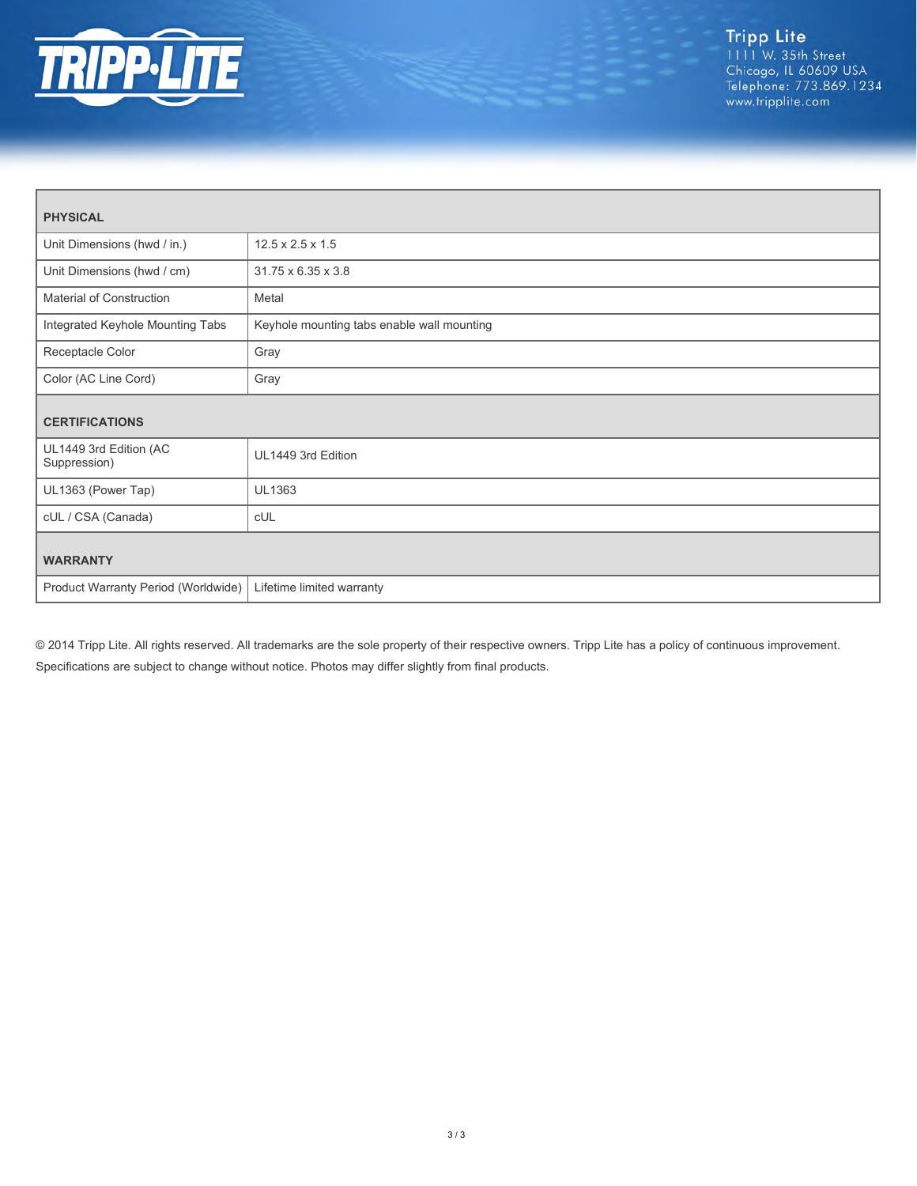| | |
|---|---|
| **PHYSICAL** | |
| Unit Dimensions (hwd / in.) | 12.5 x 2.5 x 1.5 |
| Unit Dimensions (hwd / cm) | 31.75 x 6.35 x 3.8 |
| Material of Construction | Metal |
| Integrated Keyhole Mounting Tabs | Keyhole mounting tabs enable wall mounting |
| Receptacle Color | Gray |
| Color (AC Line Cord) | Gray |
| **CERTIFICATIONS** | |
| UL1449 3rd Edition (AC Suppression) | UL1449 3rd Edition |
| UL1363 (Power Tap) | UL1363 |
| cUL / CSA (Canada) | cUL |
| **WARRANTY** | |
| Product Warranty Period (Worldwide) | Lifetime limited warranty |

© 2014 Tripp Lite. All rights reserved. All trademarks are the sole property of their respective owners. Tripp Lite has a policy of continuous improvement. Specifications are subject to change without notice. Photos may differ slightly from final products.